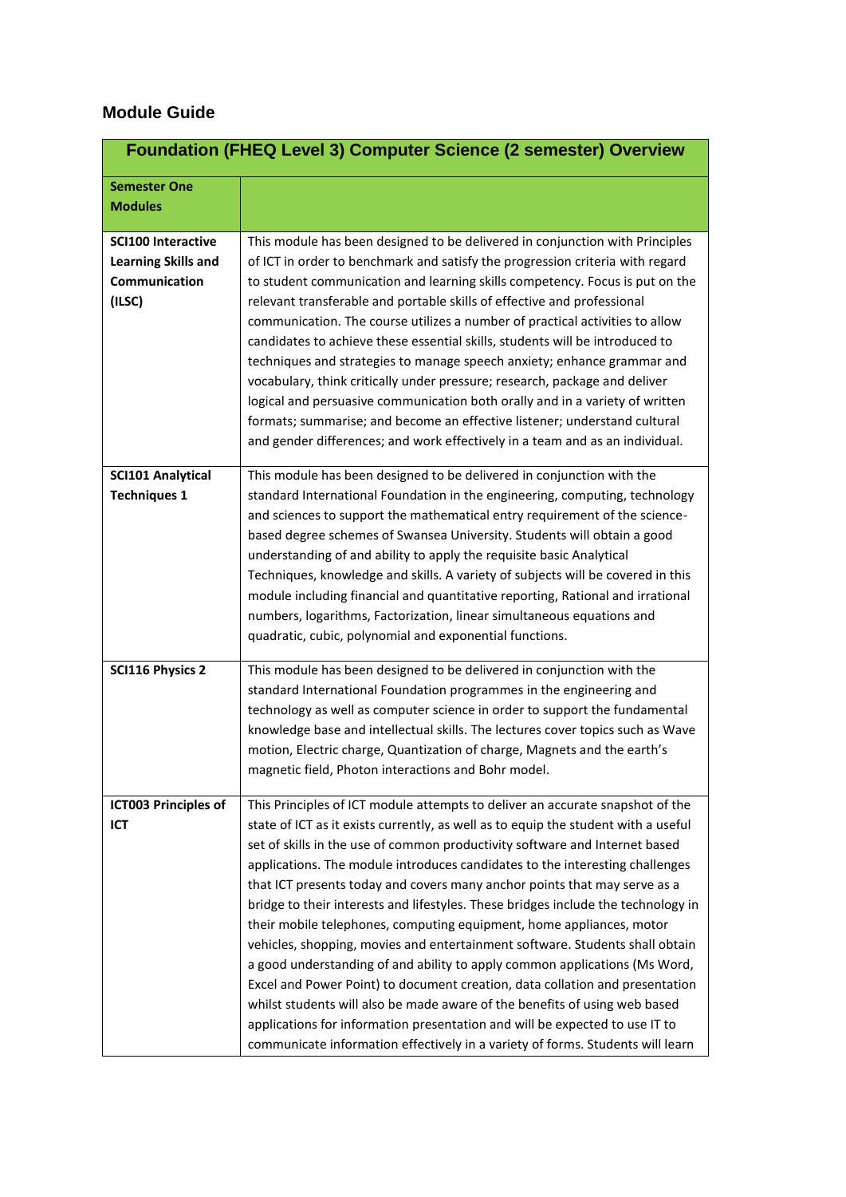## Module Guide

| Foundation (FHEQ Level 3) Computer Science (2 semester) Overview | |
|---|---|
| **Semester One Modules** | |
| **SCI100 Interactive Learning Skills and Communication (ILSC)** | This module has been designed to be delivered in conjunction with Principles of ICT in order to benchmark and satisfy the progression criteria with regard to student communication and learning skills competency. Focus is put on the relevant transferable and portable skills of effective and professional communication. The course utilizes a number of practical activities to allow candidates to achieve these essential skills, students will be introduced to techniques and strategies to manage speech anxiety; enhance grammar and vocabulary, think critically under pressure; research, package and deliver logical and persuasive communication both orally and in a variety of written formats; summarise; and become an effective listener; understand cultural and gender differences; and work effectively in a team and as an individual. |
| **SCI101 Analytical Techniques 1** | This module has been designed to be delivered in conjunction with the standard International Foundation in the engineering, computing, technology and sciences to support the mathematical entry requirement of the science-based degree schemes of Swansea University. Students will obtain a good understanding of and ability to apply the requisite basic Analytical Techniques, knowledge and skills. A variety of subjects will be covered in this module including financial and quantitative reporting, Rational and irrational numbers, logarithms, Factorization, linear simultaneous equations and quadratic, cubic, polynomial and exponential functions. |
| **SCI116 Physics 2** | This module has been designed to be delivered in conjunction with the standard International Foundation programmes in the engineering and technology as well as computer science in order to support the fundamental knowledge base and intellectual skills. The lectures cover topics such as Wave motion, Electric charge, Quantization of charge, Magnets and the earth's magnetic field, Photon interactions and Bohr model. |
| **ICT003 Principles of ICT** | This Principles of ICT module attempts to deliver an accurate snapshot of the state of ICT as it exists currently, as well as to equip the student with a useful set of skills in the use of common productivity software and Internet based applications. The module introduces candidates to the interesting challenges that ICT presents today and covers many anchor points that may serve as a bridge to their interests and lifestyles. These bridges include the technology in their mobile telephones, computing equipment, home appliances, motor vehicles, shopping, movies and entertainment software. Students shall obtain a good understanding of and ability to apply common applications (Ms Word, Excel and Power Point) to document creation, data collation and presentation whilst students will also be made aware of the benefits of using web based applications for information presentation and will be expected to use IT to communicate information effectively in a variety of forms. Students will learn |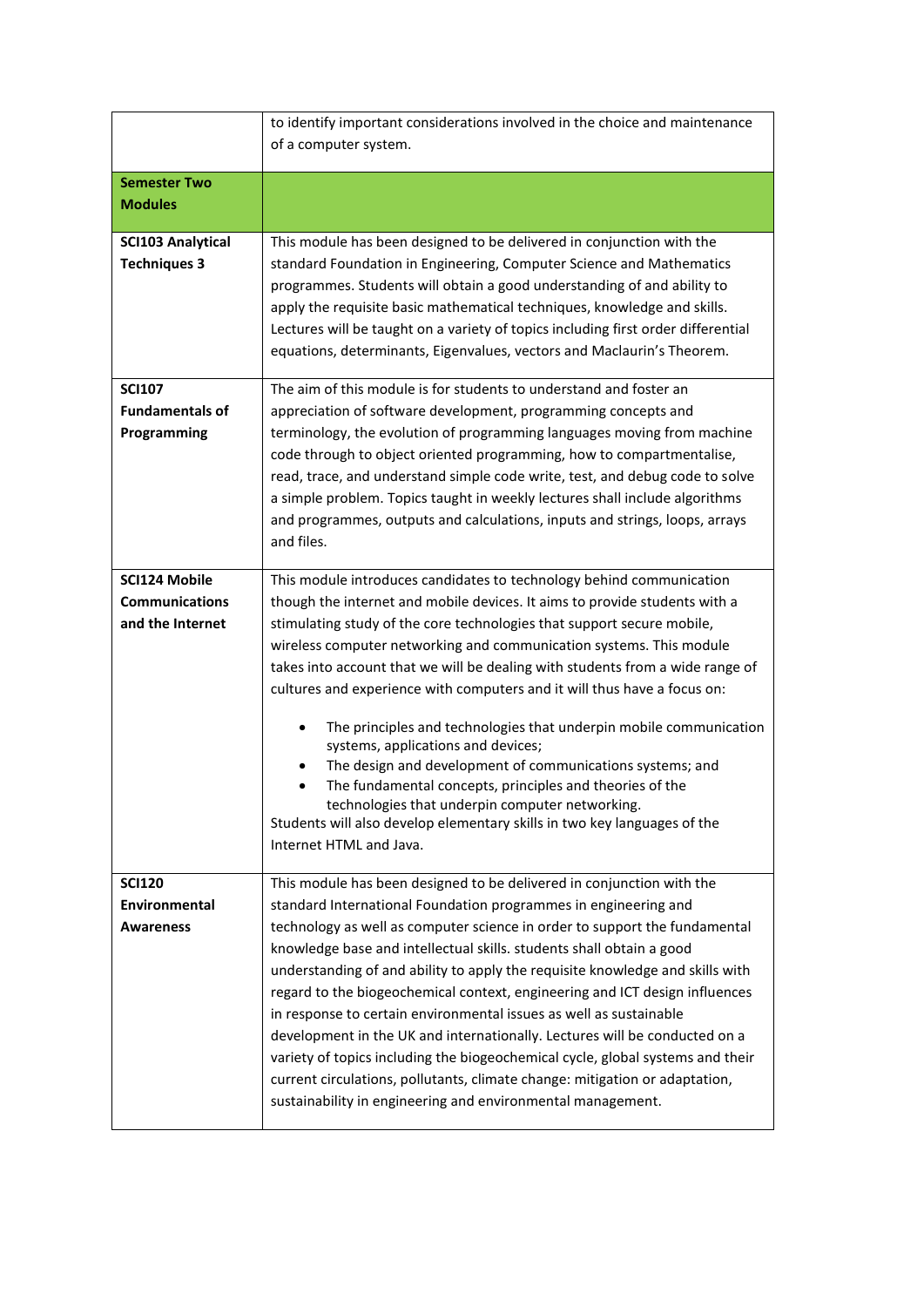| | |
|---|---|
| | to identify important considerations involved in the choice and maintenance of a computer system. |
| **Semester Two Modules** | |
| **SCI103 Analytical Techniques 3** | This module has been designed to be delivered in conjunction with the standard Foundation in Engineering, Computer Science and Mathematics programmes. Students will obtain a good understanding of and ability to apply the requisite basic mathematical techniques, knowledge and skills. Lectures will be taught on a variety of topics including first order differential equations, determinants, Eigenvalues, vectors and Maclaurin's Theorem. |
| **SCI107 Fundamentals of Programming** | The aim of this module is for students to understand and foster an appreciation of software development, programming concepts and terminology, the evolution of programming languages moving from machine code through to object oriented programming, how to compartmentalise, read, trace, and understand simple code write, test, and debug code to solve a simple problem. Topics taught in weekly lectures shall include algorithms and programmes, outputs and calculations, inputs and strings, loops, arrays and files. |
| **SCI124 Mobile Communications and the Internet** | This module introduces candidates to technology behind communication though the internet and mobile devices. It aims to provide students with a stimulating study of the core technologies that support secure mobile, wireless computer networking and communication systems. This module takes into account that we will be dealing with students from a wide range of cultures and experience with computers and it will thus have a focus on: <br>• The principles and technologies that underpin mobile communication systems, applications and devices; <br>• The design and development of communications systems; and <br>• The fundamental concepts, principles and theories of the technologies that underpin computer networking. <br>Students will also develop elementary skills in two key languages of the Internet HTML and Java. |
| **SCI120 Environmental Awareness** | This module has been designed to be delivered in conjunction with the standard International Foundation programmes in engineering and technology as well as computer science in order to support the fundamental knowledge base and intellectual skills. students shall obtain a good understanding of and ability to apply the requisite knowledge and skills with regard to the biogeochemical context, engineering and ICT design influences in response to certain environmental issues as well as sustainable development in the UK and internationally. Lectures will be conducted on a variety of topics including the biogeochemical cycle, global systems and their current circulations, pollutants, climate change: mitigation or adaptation, sustainability in engineering and environmental management. |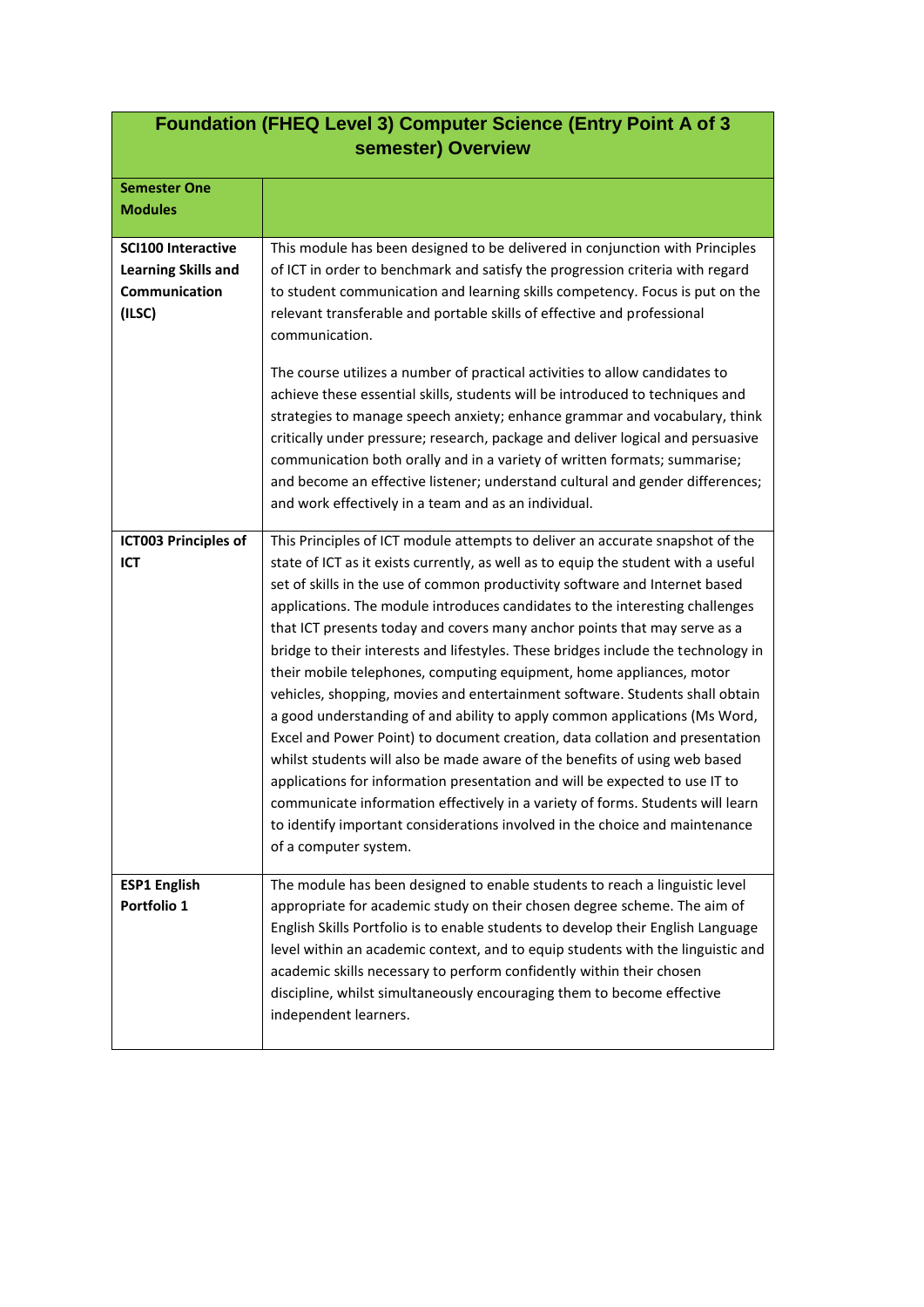| Foundation (FHEQ Level 3) Computer Science (Entry Point A of 3 semester) Overview | |
|---|---|
| **Semester One Modules** | |
| **SCI100 Interactive Learning Skills and Communication (ILSC)** | This module has been designed to be delivered in conjunction with Principles of ICT in order to benchmark and satisfy the progression criteria with regard to student communication and learning skills competency. Focus is put on the relevant transferable and portable skills of effective and professional communication.<br><br>The course utilizes a number of practical activities to allow candidates to achieve these essential skills, students will be introduced to techniques and strategies to manage speech anxiety; enhance grammar and vocabulary, think critically under pressure; research, package and deliver logical and persuasive communication both orally and in a variety of written formats; summarise; and become an effective listener; understand cultural and gender differences; and work effectively in a team and as an individual. |
| **ICT003 Principles of ICT** | This Principles of ICT module attempts to deliver an accurate snapshot of the state of ICT as it exists currently, as well as to equip the student with a useful set of skills in the use of common productivity software and Internet based applications. The module introduces candidates to the interesting challenges that ICT presents today and covers many anchor points that may serve as a bridge to their interests and lifestyles. These bridges include the technology in their mobile telephones, computing equipment, home appliances, motor vehicles, shopping, movies and entertainment software. Students shall obtain a good understanding of and ability to apply common applications (Ms Word, Excel and Power Point) to document creation, data collation and presentation whilst students will also be made aware of the benefits of using web based applications for information presentation and will be expected to use IT to communicate information effectively in a variety of forms. Students will learn to identify important considerations involved in the choice and maintenance of a computer system. |
| **ESP1 English Portfolio 1** | The module has been designed to enable students to reach a linguistic level appropriate for academic study on their chosen degree scheme. The aim of English Skills Portfolio is to enable students to develop their English Language level within an academic context, and to equip students with the linguistic and academic skills necessary to perform confidently within their chosen discipline, whilst simultaneously encouraging them to become effective independent learners. |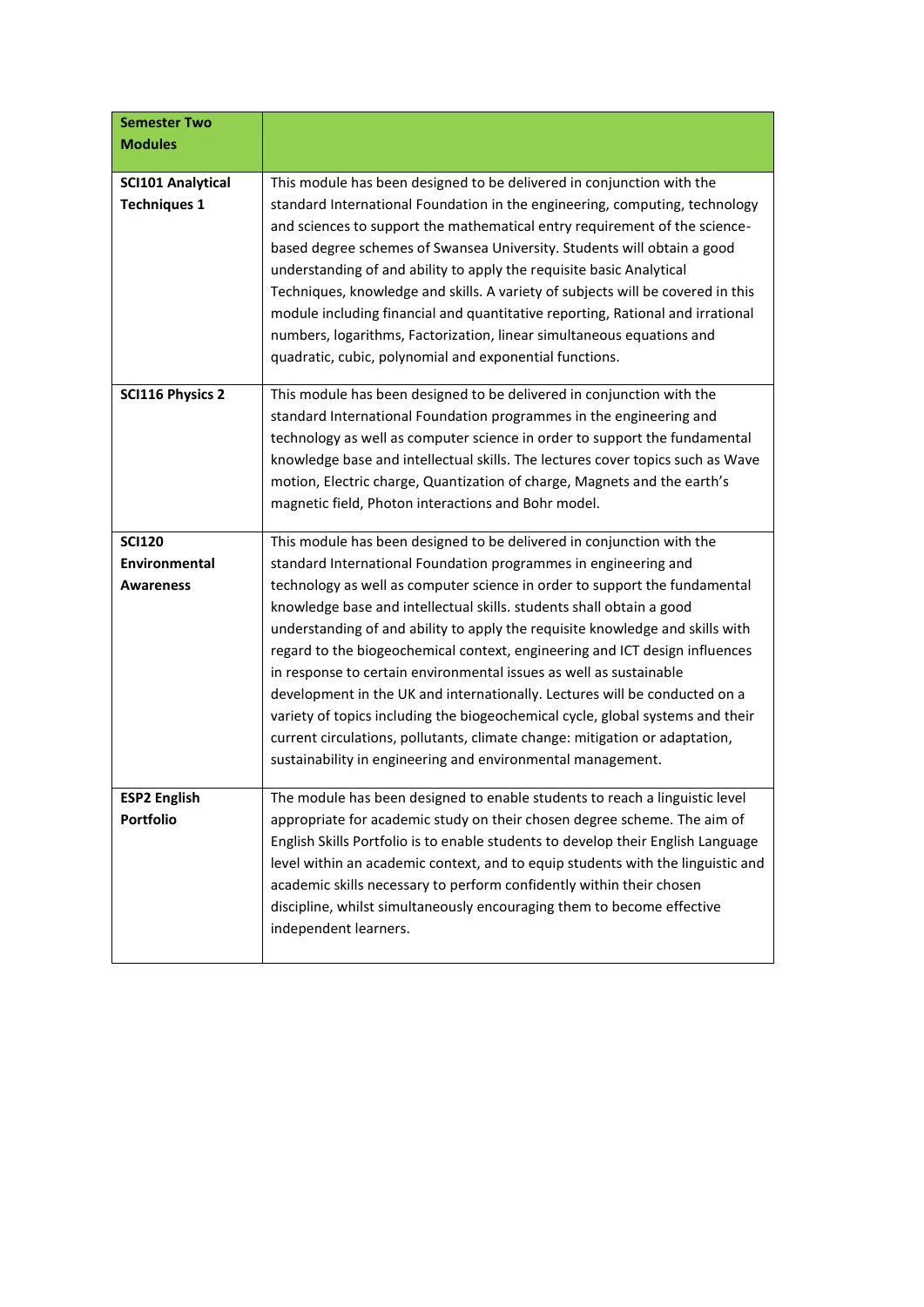| **Semester Two Modules** | |
|---|---|
| **SCI101 Analytical Techniques 1** | This module has been designed to be delivered in conjunction with the standard International Foundation in the engineering, computing, technology and sciences to support the mathematical entry requirement of the science-based degree schemes of Swansea University. Students will obtain a good understanding of and ability to apply the requisite basic Analytical Techniques, knowledge and skills. A variety of subjects will be covered in this module including financial and quantitative reporting, Rational and irrational numbers, logarithms, Factorization, linear simultaneous equations and quadratic, cubic, polynomial and exponential functions. |
| **SCI116 Physics 2** | This module has been designed to be delivered in conjunction with the standard International Foundation programmes in the engineering and technology as well as computer science in order to support the fundamental knowledge base and intellectual skills. The lectures cover topics such as Wave motion, Electric charge, Quantization of charge, Magnets and the earth's magnetic field, Photon interactions and Bohr model. |
| **SCI120 Environmental Awareness** | This module has been designed to be delivered in conjunction with the standard International Foundation programmes in engineering and technology as well as computer science in order to support the fundamental knowledge base and intellectual skills. students shall obtain a good understanding of and ability to apply the requisite knowledge and skills with regard to the biogeochemical context, engineering and ICT design influences in response to certain environmental issues as well as sustainable development in the UK and internationally. Lectures will be conducted on a variety of topics including the biogeochemical cycle, global systems and their current circulations, pollutants, climate change: mitigation or adaptation, sustainability in engineering and environmental management. |
| **ESP2 English Portfolio** | The module has been designed to enable students to reach a linguistic level appropriate for academic study on their chosen degree scheme. The aim of English Skills Portfolio is to enable students to develop their English Language level within an academic context, and to equip students with the linguistic and academic skills necessary to perform confidently within their chosen discipline, whilst simultaneously encouraging them to become effective independent learners. |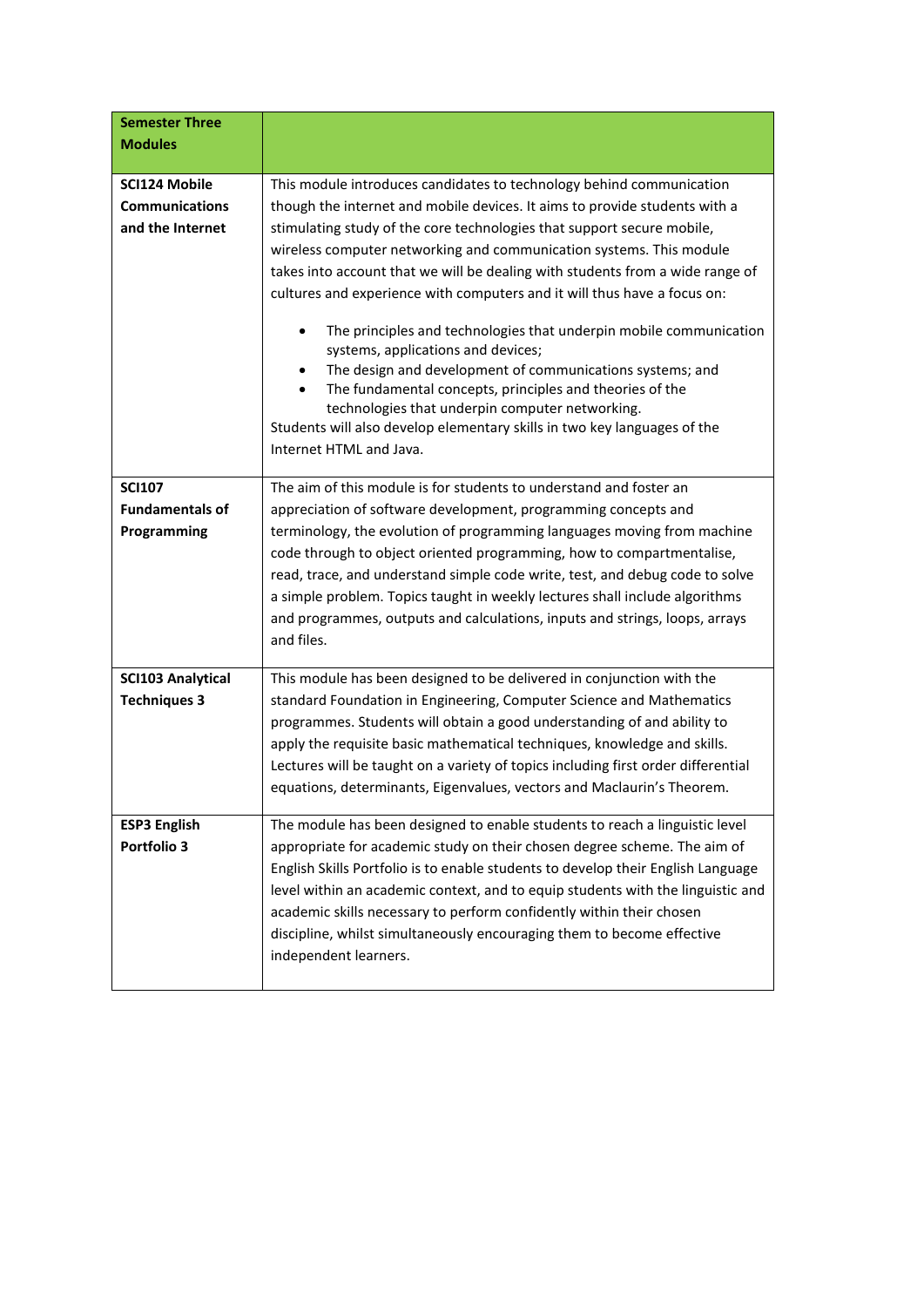| Semester Three Modules | |
|---|---|
| **SCI124 Mobile Communications and the Internet** | This module introduces candidates to technology behind communication though the internet and mobile devices. It aims to provide students with a stimulating study of the core technologies that support secure mobile, wireless computer networking and communication systems. This module takes into account that we will be dealing with students from a wide range of cultures and experience with computers and it will thus have a focus on:<br>• The principles and technologies that underpin mobile communication systems, applications and devices;<br>• The design and development of communications systems; and<br>• The fundamental concepts, principles and theories of the technologies that underpin computer networking.<br>Students will also develop elementary skills in two key languages of the Internet HTML and Java. |
| **SCI107 Fundamentals of Programming** | The aim of this module is for students to understand and foster an appreciation of software development, programming concepts and terminology, the evolution of programming languages moving from machine code through to object oriented programming, how to compartmentalise, read, trace, and understand simple code write, test, and debug code to solve a simple problem. Topics taught in weekly lectures shall include algorithms and programmes, outputs and calculations, inputs and strings, loops, arrays and files. |
| **SCI103 Analytical Techniques 3** | This module has been designed to be delivered in conjunction with the standard Foundation in Engineering, Computer Science and Mathematics programmes. Students will obtain a good understanding of and ability to apply the requisite basic mathematical techniques, knowledge and skills. Lectures will be taught on a variety of topics including first order differential equations, determinants, Eigenvalues, vectors and Maclaurin's Theorem. |
| **ESP3 English Portfolio 3** | The module has been designed to enable students to reach a linguistic level appropriate for academic study on their chosen degree scheme. The aim of English Skills Portfolio is to enable students to develop their English Language level within an academic context, and to equip students with the linguistic and academic skills necessary to perform confidently within their chosen discipline, whilst simultaneously encouraging them to become effective independent learners. |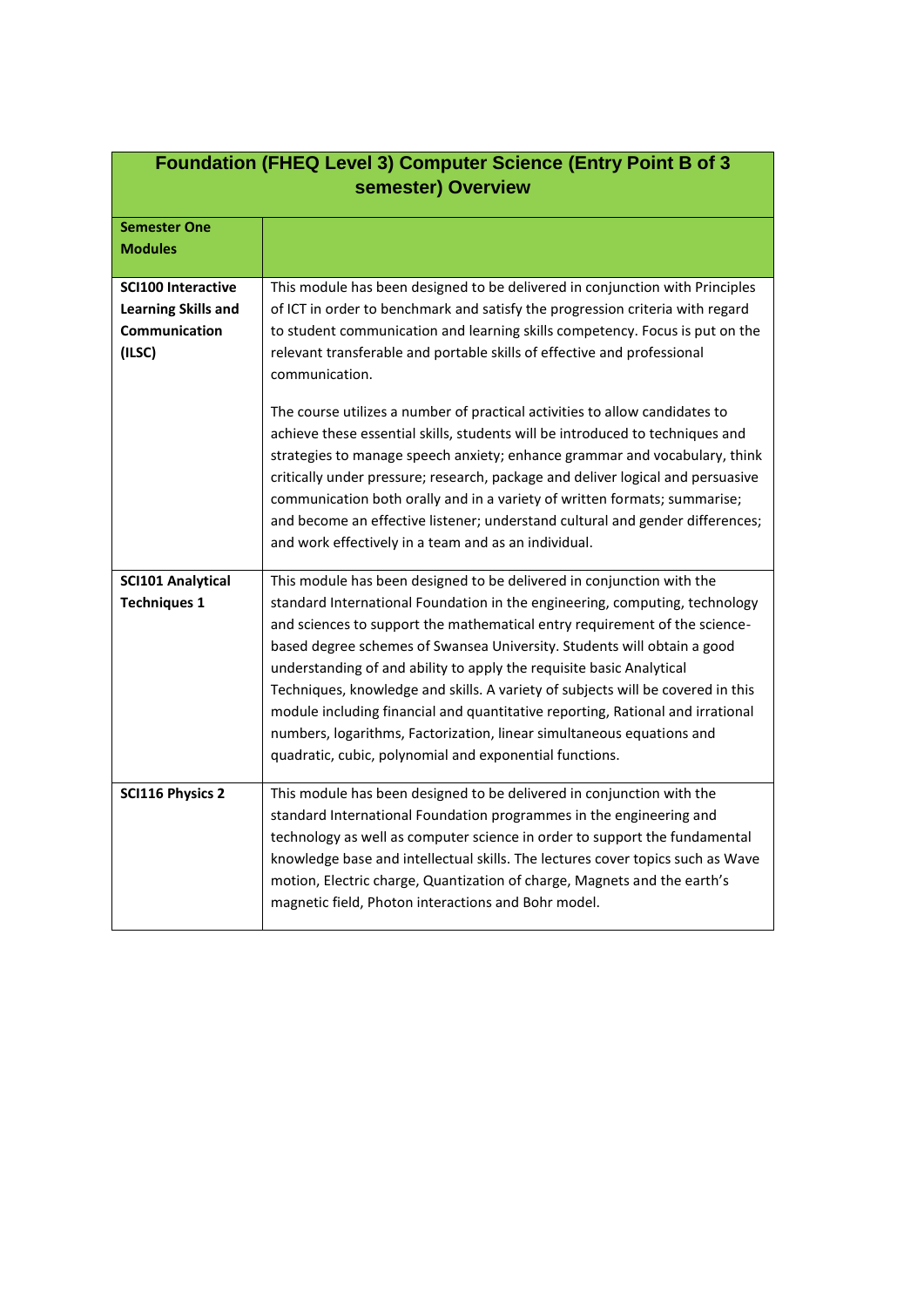| Foundation (FHEQ Level 3) Computer Science (Entry Point B of 3 semester) Overview | |
|---|---|
| **Semester One Modules** | |
| **SCI100 Interactive Learning Skills and Communication (ILSC)** | This module has been designed to be delivered in conjunction with Principles of ICT in order to benchmark and satisfy the progression criteria with regard to student communication and learning skills competency. Focus is put on the relevant transferable and portable skills of effective and professional communication.<br><br>The course utilizes a number of practical activities to allow candidates to achieve these essential skills, students will be introduced to techniques and strategies to manage speech anxiety; enhance grammar and vocabulary, think critically under pressure; research, package and deliver logical and persuasive communication both orally and in a variety of written formats; summarise; and become an effective listener; understand cultural and gender differences; and work effectively in a team and as an individual. |
| **SCI101 Analytical Techniques 1** | This module has been designed to be delivered in conjunction with the standard International Foundation in the engineering, computing, technology and sciences to support the mathematical entry requirement of the science-based degree schemes of Swansea University. Students will obtain a good understanding of and ability to apply the requisite basic Analytical Techniques, knowledge and skills. A variety of subjects will be covered in this module including financial and quantitative reporting, Rational and irrational numbers, logarithms, Factorization, linear simultaneous equations and quadratic, cubic, polynomial and exponential functions. |
| **SCI116 Physics 2** | This module has been designed to be delivered in conjunction with the standard International Foundation programmes in the engineering and technology as well as computer science in order to support the fundamental knowledge base and intellectual skills. The lectures cover topics such as Wave motion, Electric charge, Quantization of charge, Magnets and the earth's magnetic field, Photon interactions and Bohr model. |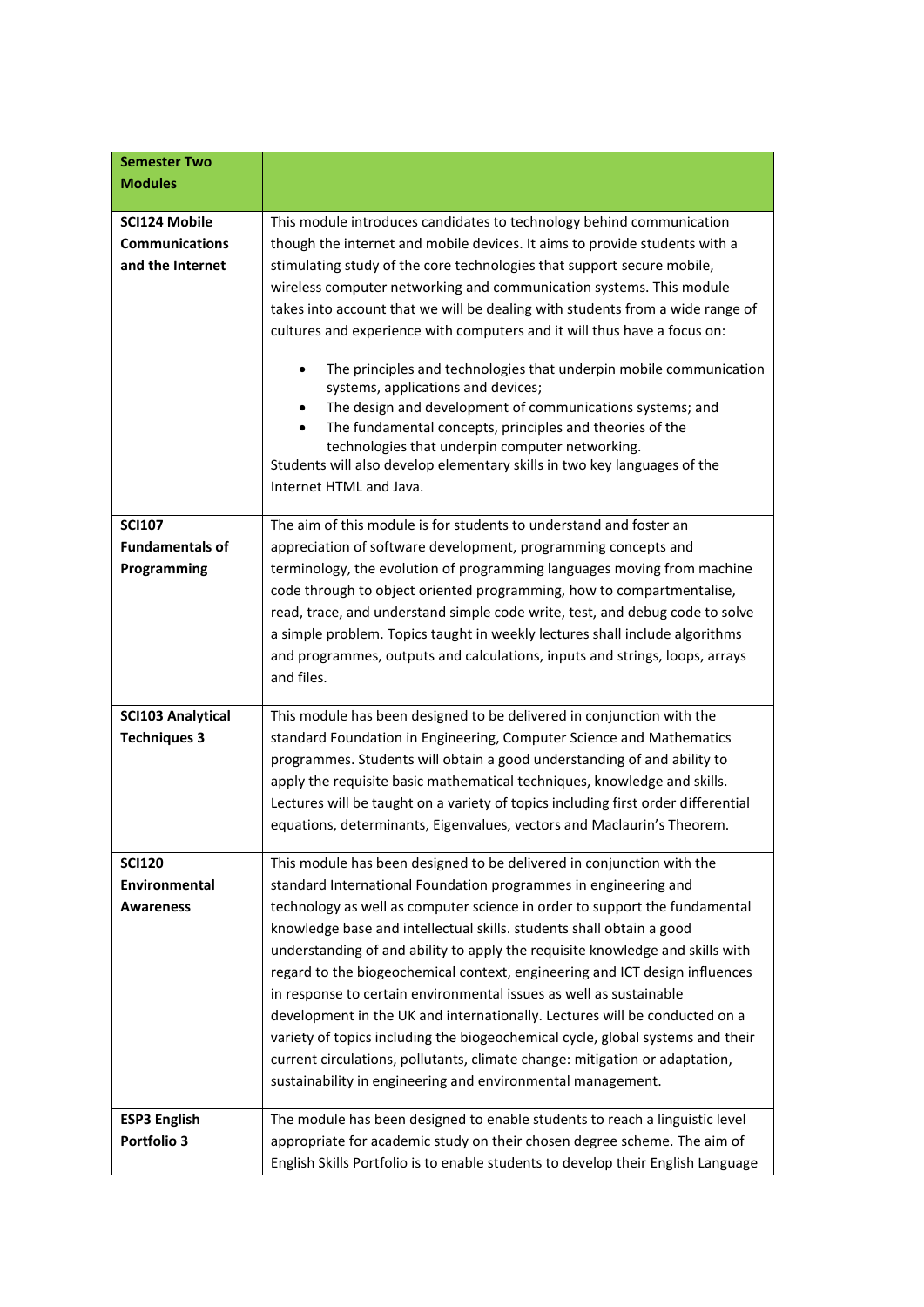| **Semester Two Modules** | |
|---|---|
| **SCI124 Mobile Communications and the Internet** | This module introduces candidates to technology behind communication though the internet and mobile devices. It aims to provide students with a stimulating study of the core technologies that support secure mobile, wireless computer networking and communication systems. This module takes into account that we will be dealing with students from a wide range of cultures and experience with computers and it will thus have a focus on:<br>• The principles and technologies that underpin mobile communication systems, applications and devices;<br>• The design and development of communications systems; and<br>• The fundamental concepts, principles and theories of the technologies that underpin computer networking.<br>Students will also develop elementary skills in two key languages of the Internet HTML and Java. |
| **SCI107 Fundamentals of Programming** | The aim of this module is for students to understand and foster an appreciation of software development, programming concepts and terminology, the evolution of programming languages moving from machine code through to object oriented programming, how to compartmentalise, read, trace, and understand simple code write, test, and debug code to solve a simple problem. Topics taught in weekly lectures shall include algorithms and programmes, outputs and calculations, inputs and strings, loops, arrays and files. |
| **SCI103 Analytical Techniques 3** | This module has been designed to be delivered in conjunction with the standard Foundation in Engineering, Computer Science and Mathematics programmes. Students will obtain a good understanding of and ability to apply the requisite basic mathematical techniques, knowledge and skills. Lectures will be taught on a variety of topics including first order differential equations, determinants, Eigenvalues, vectors and Maclaurin's Theorem. |
| **SCI120 Environmental Awareness** | This module has been designed to be delivered in conjunction with the standard International Foundation programmes in engineering and technology as well as computer science in order to support the fundamental knowledge base and intellectual skills. students shall obtain a good understanding of and ability to apply the requisite knowledge and skills with regard to the biogeochemical context, engineering and ICT design influences in response to certain environmental issues as well as sustainable development in the UK and internationally. Lectures will be conducted on a variety of topics including the biogeochemical cycle, global systems and their current circulations, pollutants, climate change: mitigation or adaptation, sustainability in engineering and environmental management. |
| **ESP3 English Portfolio 3** | The module has been designed to enable students to reach a linguistic level appropriate for academic study on their chosen degree scheme. The aim of English Skills Portfolio is to enable students to develop their English Language |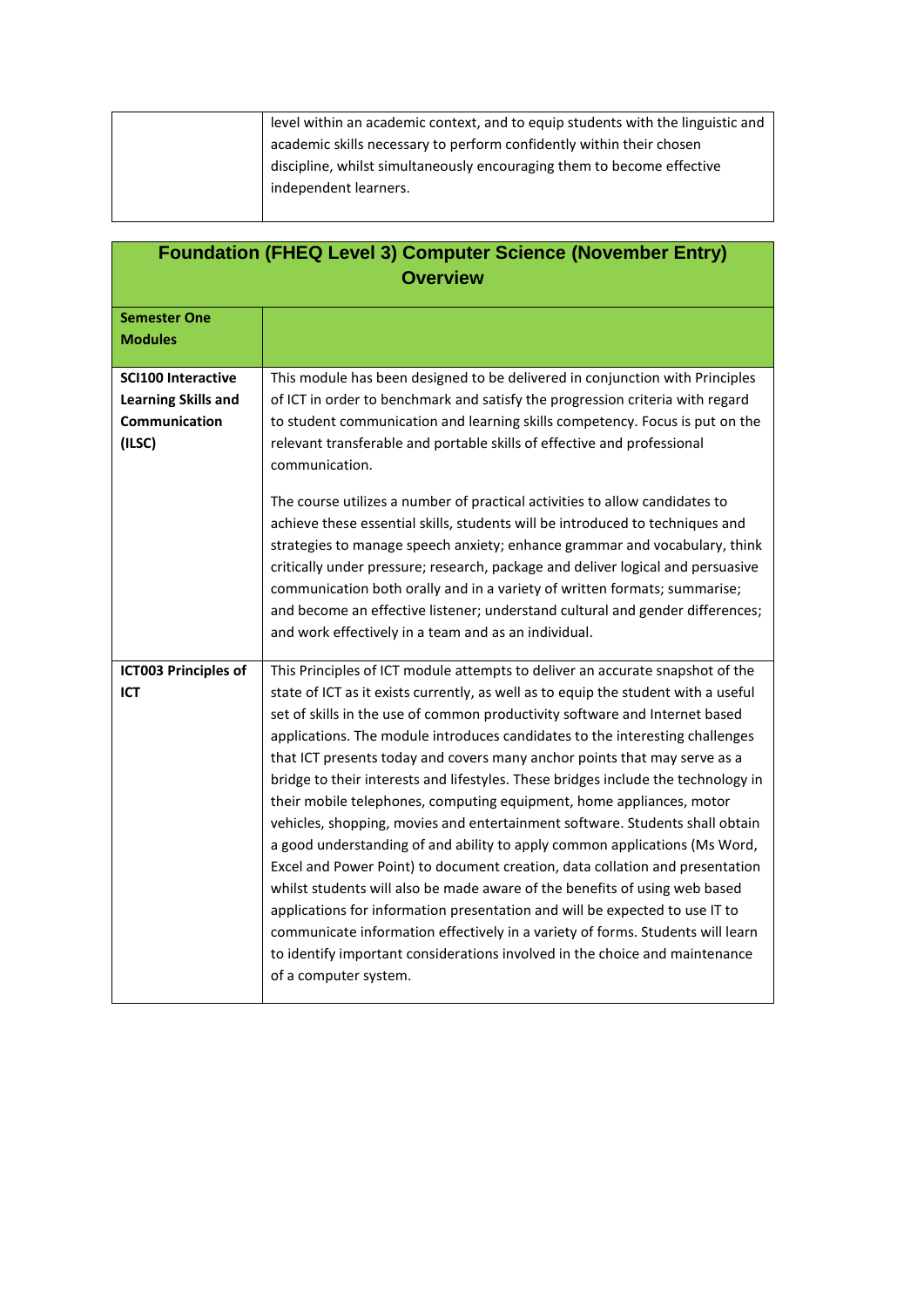| | |
|---|---|
| | level within an academic context, and to equip students with the linguistic and academic skills necessary to perform confidently within their chosen discipline, whilst simultaneously encouraging them to become effective independent learners. |

## Foundation (FHEQ Level 3) Computer Science (November Entry) Overview

| **Semester One Modules** | |
|---|---|
| **SCI100 Interactive Learning Skills and Communication (ILSC)** | This module has been designed to be delivered in conjunction with Principles of ICT in order to benchmark and satisfy the progression criteria with regard to student communication and learning skills competency. Focus is put on the relevant transferable and portable skills of effective and professional communication.<br><br>The course utilizes a number of practical activities to allow candidates to achieve these essential skills, students will be introduced to techniques and strategies to manage speech anxiety; enhance grammar and vocabulary, think critically under pressure; research, package and deliver logical and persuasive communication both orally and in a variety of written formats; summarise; and become an effective listener; understand cultural and gender differences; and work effectively in a team and as an individual. |
| **ICT003 Principles of ICT** | This Principles of ICT module attempts to deliver an accurate snapshot of the state of ICT as it exists currently, as well as to equip the student with a useful set of skills in the use of common productivity software and Internet based applications. The module introduces candidates to the interesting challenges that ICT presents today and covers many anchor points that may serve as a bridge to their interests and lifestyles. These bridges include the technology in their mobile telephones, computing equipment, home appliances, motor vehicles, shopping, movies and entertainment software. Students shall obtain a good understanding of and ability to apply common applications (Ms Word, Excel and Power Point) to document creation, data collation and presentation whilst students will also be made aware of the benefits of using web based applications for information presentation and will be expected to use IT to communicate information effectively in a variety of forms. Students will learn to identify important considerations involved in the choice and maintenance of a computer system. |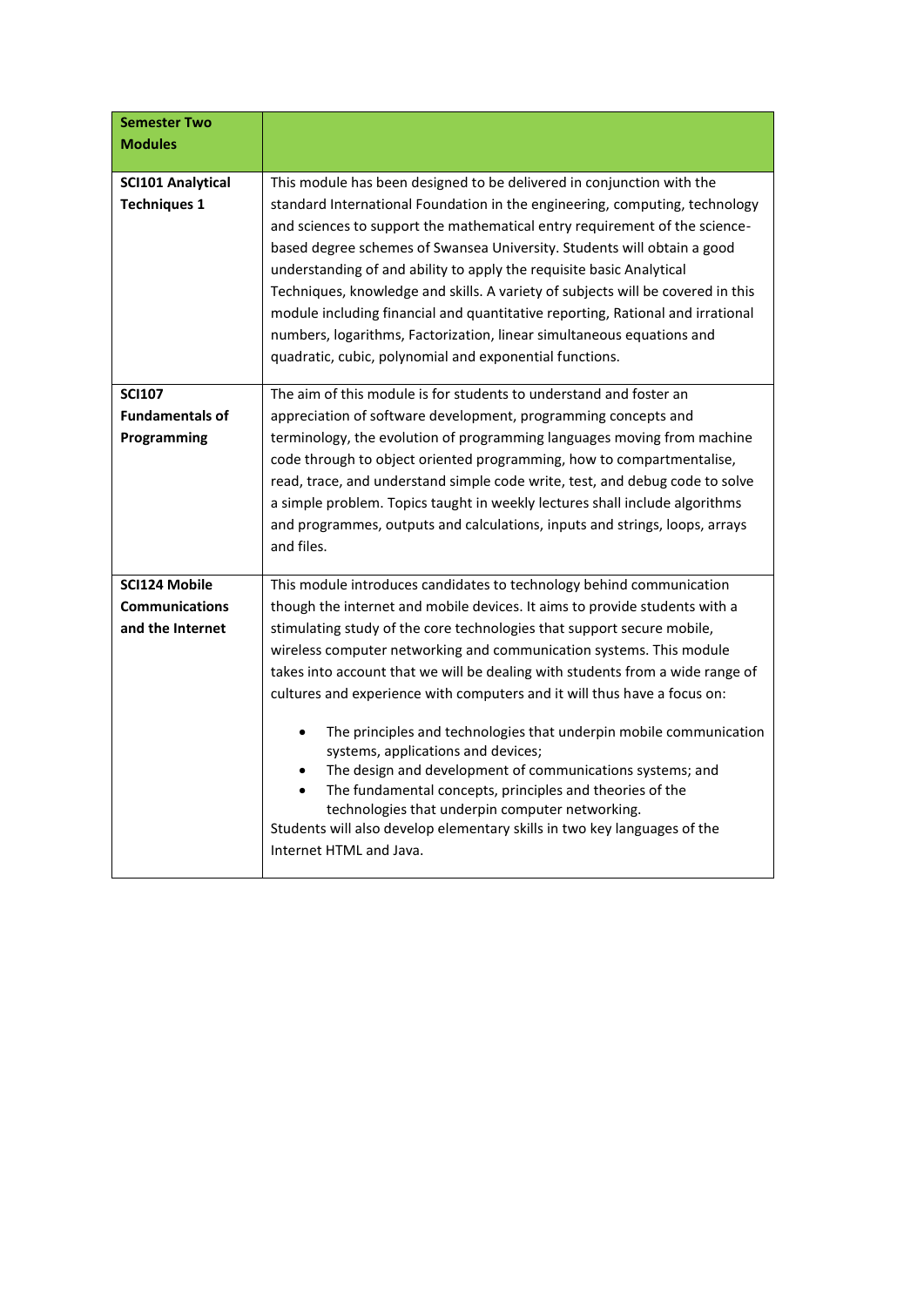| **Semester Two Modules** | |
|---|---|
| **SCI101 Analytical Techniques 1** | This module has been designed to be delivered in conjunction with the standard International Foundation in the engineering, computing, technology and sciences to support the mathematical entry requirement of the science-based degree schemes of Swansea University. Students will obtain a good understanding of and ability to apply the requisite basic Analytical Techniques, knowledge and skills. A variety of subjects will be covered in this module including financial and quantitative reporting, Rational and irrational numbers, logarithms, Factorization, linear simultaneous equations and quadratic, cubic, polynomial and exponential functions. |
| **SCI107 Fundamentals of Programming** | The aim of this module is for students to understand and foster an appreciation of software development, programming concepts and terminology, the evolution of programming languages moving from machine code through to object oriented programming, how to compartmentalise, read, trace, and understand simple code write, test, and debug code to solve a simple problem. Topics taught in weekly lectures shall include algorithms and programmes, outputs and calculations, inputs and strings, loops, arrays and files. |
| **SCI124 Mobile Communications and the Internet** | This module introduces candidates to technology behind communication though the internet and mobile devices. It aims to provide students with a stimulating study of the core technologies that support secure mobile, wireless computer networking and communication systems. This module takes into account that we will be dealing with students from a wide range of cultures and experience with computers and it will thus have a focus on:<br><br>• The principles and technologies that underpin mobile communication systems, applications and devices;<br>• The design and development of communications systems; and<br>• The fundamental concepts, principles and theories of the technologies that underpin computer networking.<br><br>Students will also develop elementary skills in two key languages of the Internet HTML and Java. |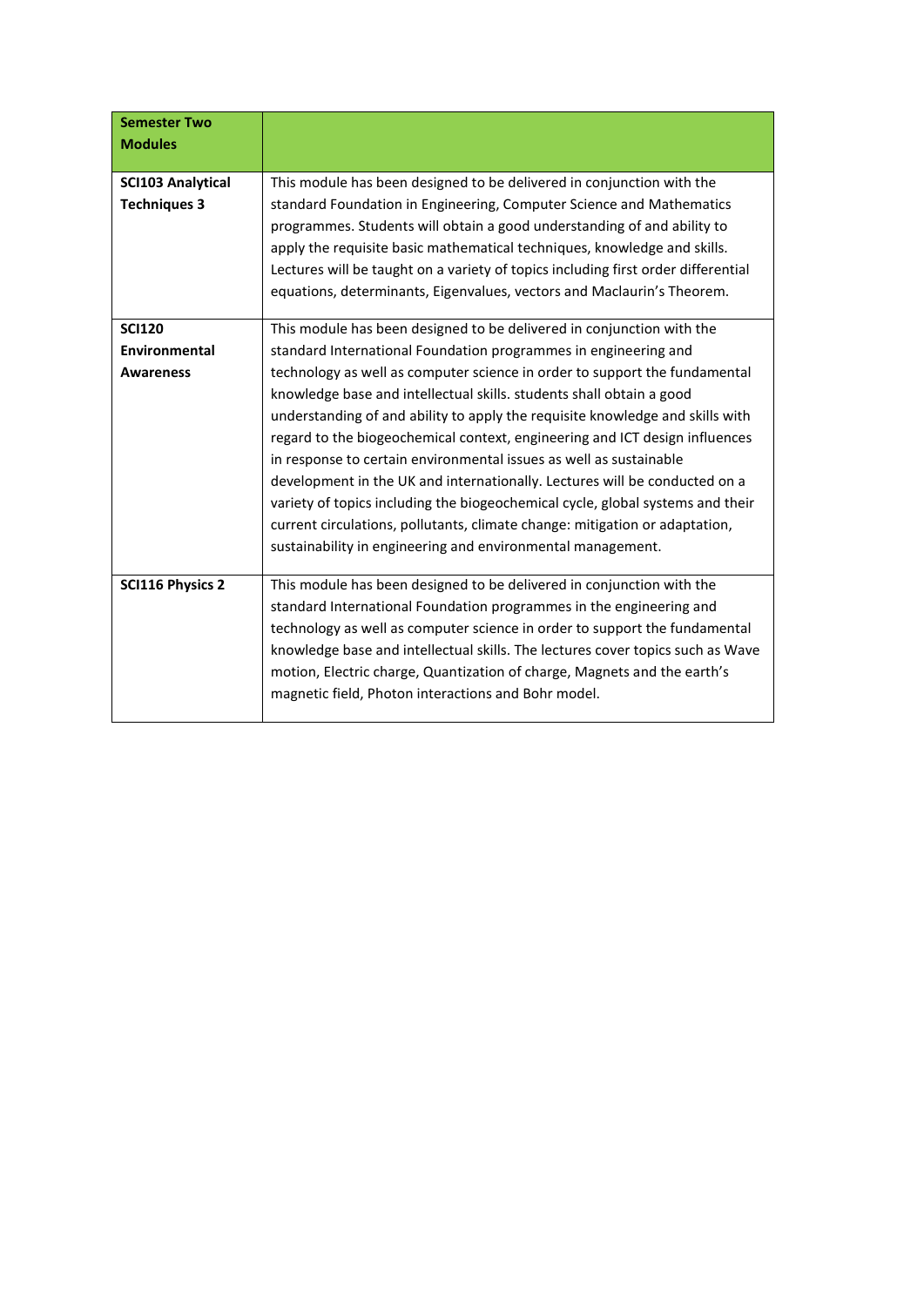| **Semester Two Modules** | |
|---|---|
| **SCI103 Analytical Techniques 3** | This module has been designed to be delivered in conjunction with the standard Foundation in Engineering, Computer Science and Mathematics programmes. Students will obtain a good understanding of and ability to apply the requisite basic mathematical techniques, knowledge and skills. Lectures will be taught on a variety of topics including first order differential equations, determinants, Eigenvalues, vectors and Maclaurin's Theorem. |
| **SCI120 Environmental Awareness** | This module has been designed to be delivered in conjunction with the standard International Foundation programmes in engineering and technology as well as computer science in order to support the fundamental knowledge base and intellectual skills. students shall obtain a good understanding of and ability to apply the requisite knowledge and skills with regard to the biogeochemical context, engineering and ICT design influences in response to certain environmental issues as well as sustainable development in the UK and internationally. Lectures will be conducted on a variety of topics including the biogeochemical cycle, global systems and their current circulations, pollutants, climate change: mitigation or adaptation, sustainability in engineering and environmental management. |
| **SCI116 Physics 2** | This module has been designed to be delivered in conjunction with the standard International Foundation programmes in the engineering and technology as well as computer science in order to support the fundamental knowledge base and intellectual skills. The lectures cover topics such as Wave motion, Electric charge, Quantization of charge, Magnets and the earth's magnetic field, Photon interactions and Bohr model. |